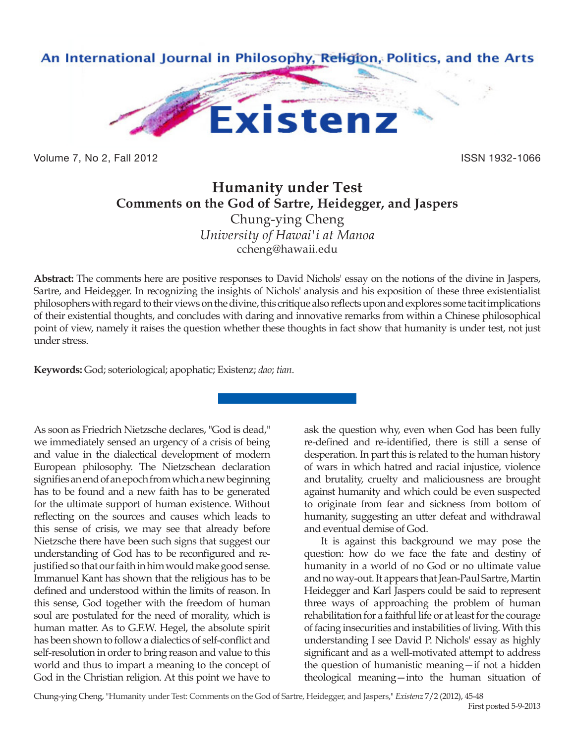# Humanity under Test

## Comments on the God of Sartre, Heidegger, and Jaspers

Chung-ying Cheng
*University of Hawai'i at Manoa*
ccheng@hawaii.edu

**Abstract:** The comments here are positive responses to David Nichols' essay on the notions of the divine in Jaspers, Sartre, and Heidegger. In recognizing the insights of Nichols' analysis and his exposition of these three existentialist philosophers with regard to their views on the divine, this critique also reflects upon and explores some tacit implications of their existential thoughts, and concludes with daring and innovative remarks from within a Chinese philosophical point of view, namely it raises the question whether these thoughts in fact show that humanity is under test, not just under stress.

**Keywords:** God; soteriological; apophatic; Existenz; *dao*; *tian*.

As soon as Friedrich Nietzsche declares, "God is dead," we immediately sensed an urgency of a crisis of being and value in the dialectical development of modern European philosophy. The Nietzschean declaration signifies an end of an epoch from which a new beginning has to be found and a new faith has to be generated for the ultimate support of human existence. Without reflecting on the sources and causes which leads to this sense of crisis, we may see that already before Nietzsche there have been such signs that suggest our understanding of God has to be reconfigured and re-justified so that our faith in him would make good sense. Immanuel Kant has shown that the religious has to be defined and understood within the limits of reason. In this sense, God together with the freedom of human soul are postulated for the need of morality, which is human matter. As to G.F.W. Hegel, the absolute spirit has been shown to follow a dialectics of self-conflict and self-resolution in order to bring reason and value to this world and thus to impart a meaning to the concept of God in the Christian religion. At this point we have to ask the question why, even when God has been fully re-defined and re-identified, there is still a sense of desperation. In part this is related to the human history of wars in which hatred and racial injustice, violence and brutality, cruelty and maliciousness are brought against humanity and which could be even suspected to originate from fear and sickness from bottom of humanity, suggesting an utter defeat and withdrawal and eventual demise of God.

It is against this background we may pose the question: how do we face the fate and destiny of humanity in a world of no God or no ultimate value and no way-out. It appears that Jean-Paul Sartre, Martin Heidegger and Karl Jaspers could be said to represent three ways of approaching the problem of human rehabilitation for a faithful life or at least for the courage of facing insecurities and instabilities of living. With this understanding I see David P. Nichols' essay as highly significant and as a well-motivated attempt to address the question of humanistic meaning—if not a hidden theological meaning—into the human situation of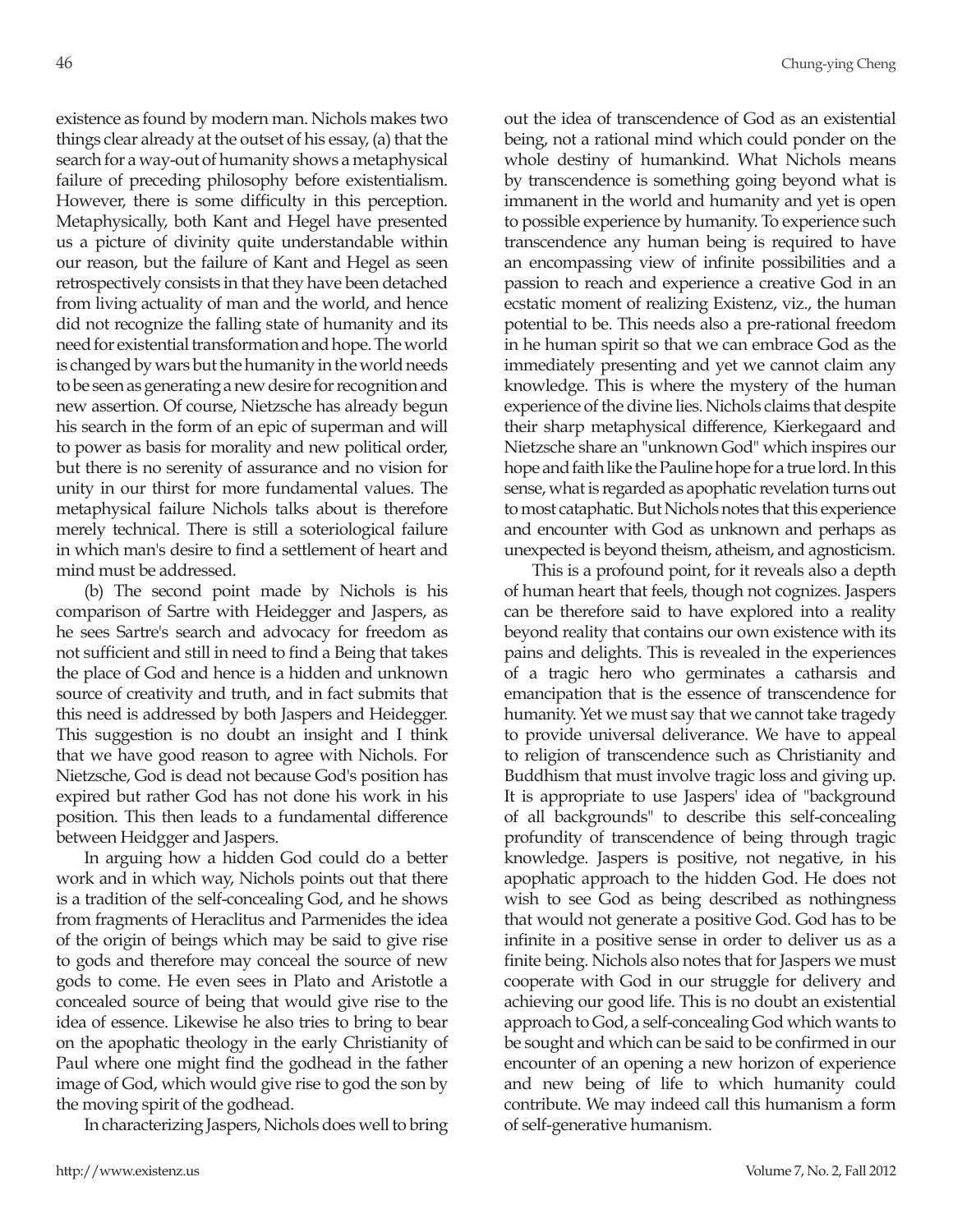existence as found by modern man. Nichols makes two things clear already at the outset of his essay, (a) that the search for a way-out of humanity shows a metaphysical failure of preceding philosophy before existentialism. However, there is some difficulty in this perception. Metaphysically, both Kant and Hegel have presented us a picture of divinity quite understandable within our reason, but the failure of Kant and Hegel as seen retrospectively consists in that they have been detached from living actuality of man and the world, and hence did not recognize the falling state of humanity and its need for existential transformation and hope. The world is changed by wars but the humanity in the world needs to be seen as generating a new desire for recognition and new assertion. Of course, Nietzsche has already begun his search in the form of an epic of superman and will to power as basis for morality and new political order, but there is no serenity of assurance and no vision for unity in our thirst for more fundamental values. The metaphysical failure Nichols talks about is therefore merely technical. There is still a soteriological failure in which man's desire to find a settlement of heart and mind must be addressed.

(b) The second point made by Nichols is his comparison of Sartre with Heidegger and Jaspers, as he sees Sartre's search and advocacy for freedom as not sufficient and still in need to find a Being that takes the place of God and hence is a hidden and unknown source of creativity and truth, and in fact submits that this need is addressed by both Jaspers and Heidegger. This suggestion is no doubt an insight and I think that we have good reason to agree with Nichols. For Nietzsche, God is dead not because God's position has expired but rather God has not done his work in his position. This then leads to a fundamental difference between Heidgger and Jaspers.

In arguing how a hidden God could do a better work and in which way, Nichols points out that there is a tradition of the self-concealing God, and he shows from fragments of Heraclitus and Parmenides the idea of the origin of beings which may be said to give rise to gods and therefore may conceal the source of new gods to come. He even sees in Plato and Aristotle a concealed source of being that would give rise to the idea of essence. Likewise he also tries to bring to bear on the apophatic theology in the early Christianity of Paul where one might find the godhead in the father image of God, which would give rise to god the son by the moving spirit of the godhead.

In characterizing Jaspers, Nichols does well to bring out the idea of transcendence of God as an existential being, not a rational mind which could ponder on the whole destiny of humankind. What Nichols means by transcendence is something going beyond what is immanent in the world and humanity and yet is open to possible experience by humanity. To experience such transcendence any human being is required to have an encompassing view of infinite possibilities and a passion to reach and experience a creative God in an ecstatic moment of realizing Existenz, viz., the human potential to be. This needs also a pre-rational freedom in he human spirit so that we can embrace God as the immediately presenting and yet we cannot claim any knowledge. This is where the mystery of the human experience of the divine lies. Nichols claims that despite their sharp metaphysical difference, Kierkegaard and Nietzsche share an "unknown God" which inspires our hope and faith like the Pauline hope for a true lord. In this sense, what is regarded as apophatic revelation turns out to most cataphatic. But Nichols notes that this experience and encounter with God as unknown and perhaps as unexpected is beyond theism, atheism, and agnosticism.

This is a profound point, for it reveals also a depth of human heart that feels, though not cognizes. Jaspers can be therefore said to have explored into a reality beyond reality that contains our own existence with its pains and delights. This is revealed in the experiences of a tragic hero who germinates a catharsis and emancipation that is the essence of transcendence for humanity. Yet we must say that we cannot take tragedy to provide universal deliverance. We have to appeal to religion of transcendence such as Christianity and Buddhism that must involve tragic loss and giving up. It is appropriate to use Jaspers' idea of "background of all backgrounds" to describe this self-concealing profundity of transcendence of being through tragic knowledge. Jaspers is positive, not negative, in his apophatic approach to the hidden God. He does not wish to see God as being described as nothingness that would not generate a positive God. God has to be infinite in a positive sense in order to deliver us as a finite being. Nichols also notes that for Jaspers we must cooperate with God in our struggle for delivery and achieving our good life. This is no doubt an existential approach to God, a self-concealing God which wants to be sought and which can be said to be confirmed in our encounter of an opening a new horizon of experience and new being of life to which humanity could contribute. We may indeed call this humanism a form of self-generative humanism.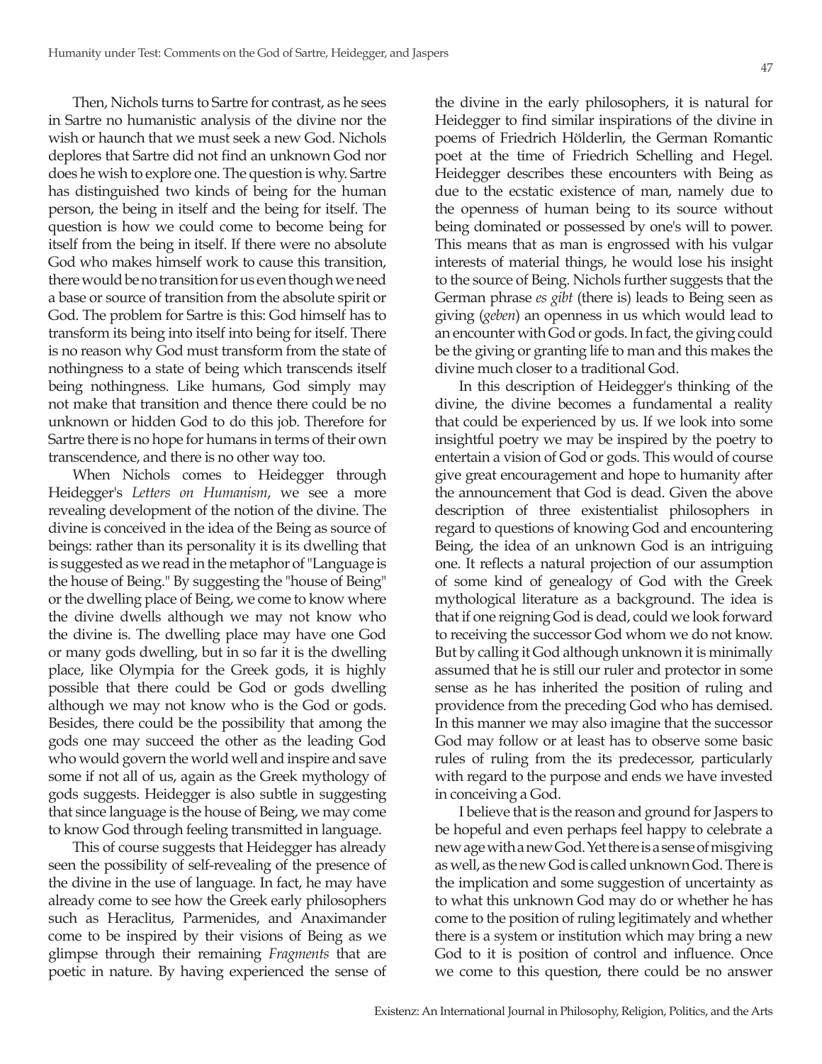Then, Nichols turns to Sartre for contrast, as he sees in Sartre no humanistic analysis of the divine nor the wish or haunch that we must seek a new God. Nichols deplores that Sartre did not find an unknown God nor does he wish to explore one. The question is why. Sartre has distinguished two kinds of being for the human person, the being in itself and the being for itself. The question is how we could come to become being for itself from the being in itself. If there were no absolute God who makes himself work to cause this transition, there would be no transition for us even though we need a base or source of transition from the absolute spirit or God. The problem for Sartre is this: God himself has to transform its being into itself into being for itself. There is no reason why God must transform from the state of nothingness to a state of being which transcends itself being nothingness. Like humans, God simply may not make that transition and thence there could be no unknown or hidden God to do this job. Therefore for Sartre there is no hope for humans in terms of their own transcendence, and there is no other way too.

When Nichols comes to Heidegger through Heidegger's *Letters on Humanism*, we see a more revealing development of the notion of the divine. The divine is conceived in the idea of the Being as source of beings: rather than its personality it is its dwelling that is suggested as we read in the metaphor of "Language is the house of Being." By suggesting the "house of Being" or the dwelling place of Being, we come to know where the divine dwells although we may not know who the divine is. The dwelling place may have one God or many gods dwelling, but in so far it is the dwelling place, like Olympia for the Greek gods, it is highly possible that there could be God or gods dwelling although we may not know who is the God or gods. Besides, there could be the possibility that among the gods one may succeed the other as the leading God who would govern the world well and inspire and save some if not all of us, again as the Greek mythology of gods suggests. Heidegger is also subtle in suggesting that since language is the house of Being, we may come to know God through feeling transmitted in language.

This of course suggests that Heidegger has already seen the possibility of self-revealing of the presence of the divine in the use of language. In fact, he may have already come to see how the Greek early philosophers such as Heraclitus, Parmenides, and Anaximander come to be inspired by their visions of Being as we glimpse through their remaining *Fragments* that are poetic in nature. By having experienced the sense of the divine in the early philosophers, it is natural for Heidegger to find similar inspirations of the divine in poems of Friedrich Hölderlin, the German Romantic poet at the time of Friedrich Schelling and Hegel. Heidegger describes these encounters with Being as due to the ecstatic existence of man, namely due to the openness of human being to its source without being dominated or possessed by one's will to power. This means that as man is engrossed with his vulgar interests of material things, he would lose his insight to the source of Being. Nichols further suggests that the German phrase *es gibt* (there is) leads to Being seen as giving (*geben*) an openness in us which would lead to an encounter with God or gods. In fact, the giving could be the giving or granting life to man and this makes the divine much closer to a traditional God.

In this description of Heidegger's thinking of the divine, the divine becomes a fundamental a reality that could be experienced by us. If we look into some insightful poetry we may be inspired by the poetry to entertain a vision of God or gods. This would of course give great encouragement and hope to humanity after the announcement that God is dead. Given the above description of three existentialist philosophers in regard to questions of knowing God and encountering Being, the idea of an unknown God is an intriguing one. It reflects a natural projection of our assumption of some kind of genealogy of God with the Greek mythological literature as a background. The idea is that if one reigning God is dead, could we look forward to receiving the successor God whom we do not know. But by calling it God although unknown it is minimally assumed that he is still our ruler and protector in some sense as he has inherited the position of ruling and providence from the preceding God who has demised. In this manner we may also imagine that the successor God may follow or at least has to observe some basic rules of ruling from the its predecessor, particularly with regard to the purpose and ends we have invested in conceiving a God.

I believe that is the reason and ground for Jaspers to be hopeful and even perhaps feel happy to celebrate a new age with a new God. Yet there is a sense of misgiving as well, as the new God is called unknown God. There is the implication and some suggestion of uncertainty as to what this unknown God may do or whether he has come to the position of ruling legitimately and whether there is a system or institution which may bring a new God to it is position of control and influence. Once we come to this question, there could be no answer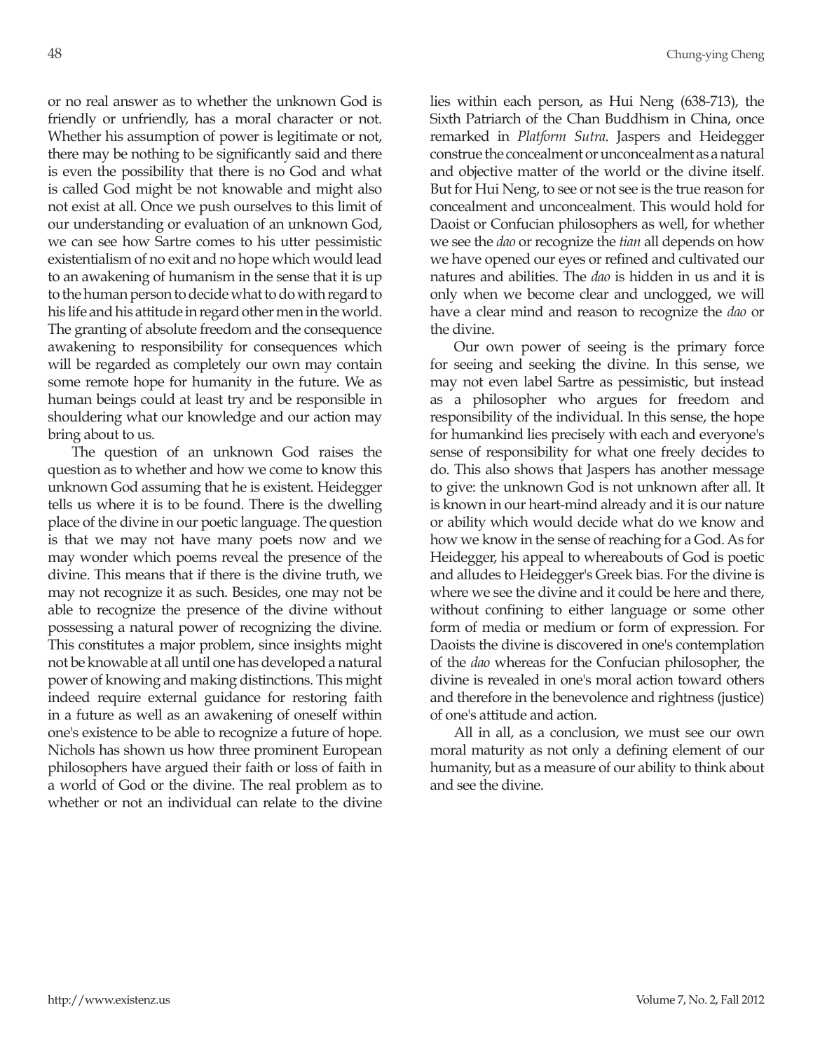or no real answer as to whether the unknown God is friendly or unfriendly, has a moral character or not. Whether his assumption of power is legitimate or not, there may be nothing to be significantly said and there is even the possibility that there is no God and what is called God might be not knowable and might also not exist at all. Once we push ourselves to this limit of our understanding or evaluation of an unknown God, we can see how Sartre comes to his utter pessimistic existentialism of no exit and no hope which would lead to an awakening of humanism in the sense that it is up to the human person to decide what to do with regard to his life and his attitude in regard other men in the world. The granting of absolute freedom and the consequence awakening to responsibility for consequences which will be regarded as completely our own may contain some remote hope for humanity in the future. We as human beings could at least try and be responsible in shouldering what our knowledge and our action may bring about to us.

The question of an unknown God raises the question as to whether and how we come to know this unknown God assuming that he is existent. Heidegger tells us where it is to be found. There is the dwelling place of the divine in our poetic language. The question is that we may not have many poets now and we may wonder which poems reveal the presence of the divine. This means that if there is the divine truth, we may not recognize it as such. Besides, one may not be able to recognize the presence of the divine without possessing a natural power of recognizing the divine. This constitutes a major problem, since insights might not be knowable at all until one has developed a natural power of knowing and making distinctions. This might indeed require external guidance for restoring faith in a future as well as an awakening of oneself within one's existence to be able to recognize a future of hope. Nichols has shown us how three prominent European philosophers have argued their faith or loss of faith in a world of God or the divine. The real problem as to whether or not an individual can relate to the divine lies within each person, as Hui Neng (638-713), the Sixth Patriarch of the Chan Buddhism in China, once remarked in *Platform Sutra*. Jaspers and Heidegger construe the concealment or unconcealment as a natural and objective matter of the world or the divine itself. But for Hui Neng, to see or not see is the true reason for concealment and unconcealment. This would hold for Daoist or Confucian philosophers as well, for whether we see the *dao* or recognize the *tian* all depends on how we have opened our eyes or refined and cultivated our natures and abilities. The *dao* is hidden in us and it is only when we become clear and unclogged, we will have a clear mind and reason to recognize the *dao* or the divine.

Our own power of seeing is the primary force for seeing and seeking the divine. In this sense, we may not even label Sartre as pessimistic, but instead as a philosopher who argues for freedom and responsibility of the individual. In this sense, the hope for humankind lies precisely with each and everyone's sense of responsibility for what one freely decides to do. This also shows that Jaspers has another message to give: the unknown God is not unknown after all. It is known in our heart-mind already and it is our nature or ability which would decide what do we know and how we know in the sense of reaching for a God. As for Heidegger, his appeal to whereabouts of God is poetic and alludes to Heidegger's Greek bias. For the divine is where we see the divine and it could be here and there, without confining to either language or some other form of media or medium or form of expression. For Daoists the divine is discovered in one's contemplation of the *dao* whereas for the Confucian philosopher, the divine is revealed in one's moral action toward others and therefore in the benevolence and rightness (justice) of one's attitude and action.

All in all, as a conclusion, we must see our own moral maturity as not only a defining element of our humanity, but as a measure of our ability to think about and see the divine.